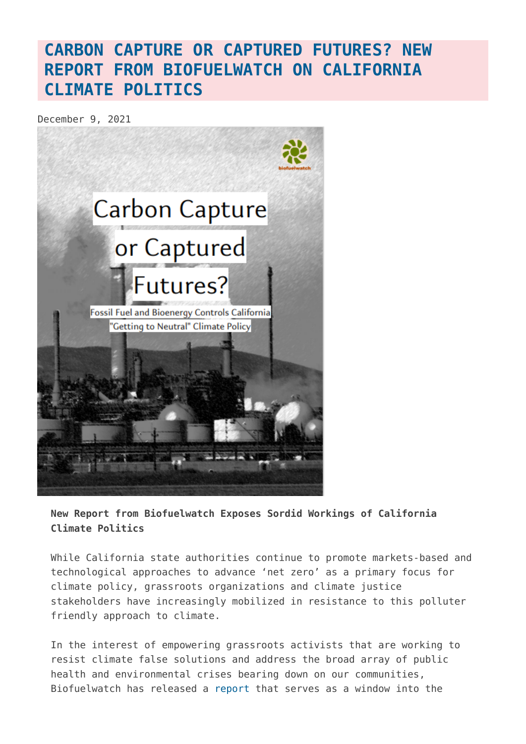# CARBON CAPTURE OR CAPTURED FUTURES? NEW REPORT FROM BIOFUELWATCH ON CALIFORNIA CLIMATE POLITICS

December 9, 2021

**New Report from Biofuelwatch Exposes Sordid Workings of California Climate Politics**

While California state authorities continue to promote markets-based and technological approaches to advance 'net zero' as a primary focus for climate policy, grassroots organizations and climate justice stakeholders have increasingly mobilized in resistance to this polluter friendly approach to climate.

In the interest of empowering grassroots activists that are working to resist climate false solutions and address the broad array of public health and environmental crises bearing down on our communities, Biofuelwatch has released a report that serves as a window into the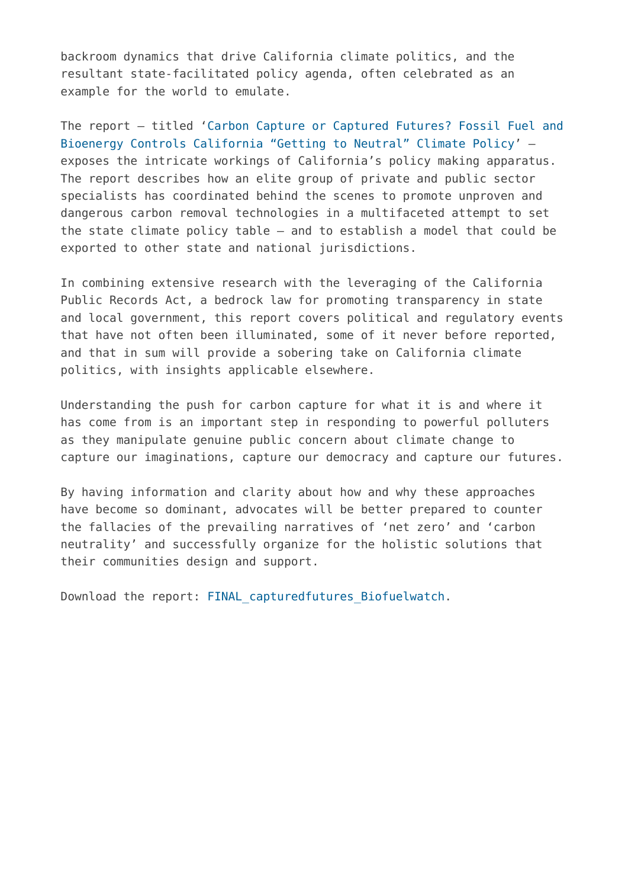backroom dynamics that drive California climate politics, and the resultant state-facilitated policy agenda, often celebrated as an example for the world to emulate.

The report – titled 'Carbon Capture or Captured Futures? Fossil Fuel and Bioenergy Controls California "Getting to Neutral" Climate Policy' – exposes the intricate workings of California's policy making apparatus. The report describes how an elite group of private and public sector specialists has coordinated behind the scenes to promote unproven and dangerous carbon removal technologies in a multifaceted attempt to set the state climate policy table – and to establish a model that could be exported to other state and national jurisdictions.

In combining extensive research with the leveraging of the California Public Records Act, a bedrock law for promoting transparency in state and local government, this report covers political and regulatory events that have not often been illuminated, some of it never before reported, and that in sum will provide a sobering take on California climate politics, with insights applicable elsewhere.

Understanding the push for carbon capture for what it is and where it has come from is an important step in responding to powerful polluters as they manipulate genuine public concern about climate change to capture our imaginations, capture our democracy and capture our futures.

By having information and clarity about how and why these approaches have become so dominant, advocates will be better prepared to counter the fallacies of the prevailing narratives of 'net zero' and 'carbon neutrality' and successfully organize for the holistic solutions that their communities design and support.

Download the report: FINAL_capturedfutures_Biofuelwatch.